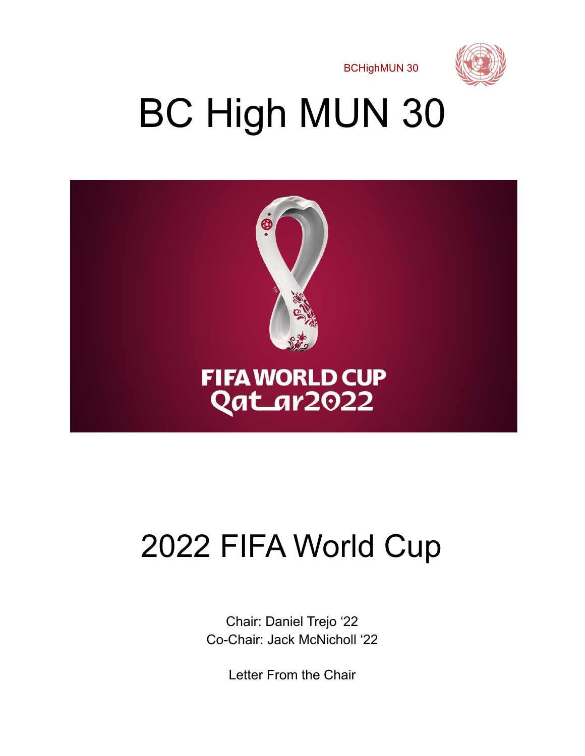BCHighMUN 30

# BC High MUN 30

# 2022 FIFA World Cup

Chair: Daniel Trejo ‘22
Co-Chair: Jack McNicholl ‘22

Letter From the Chair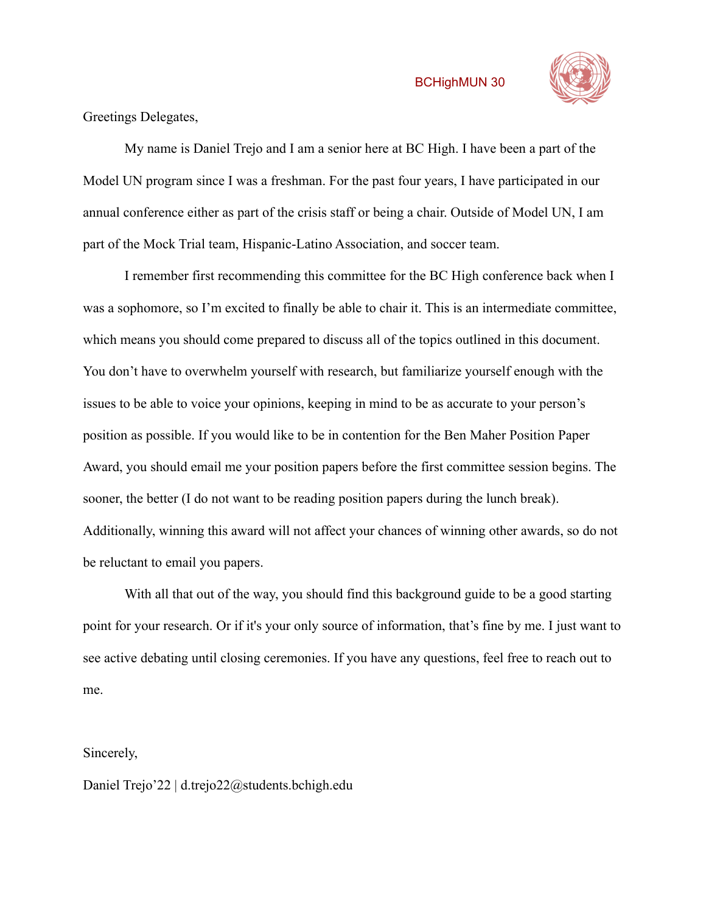Greetings Delegates,

My name is Daniel Trejo and I am a senior here at BC High. I have been a part of the Model UN program since I was a freshman. For the past four years, I have participated in our annual conference either as part of the crisis staff or being a chair. Outside of Model UN, I am part of the Mock Trial team, Hispanic-Latino Association, and soccer team.

I remember first recommending this committee for the BC High conference back when I was a sophomore, so I'm excited to finally be able to chair it. This is an intermediate committee, which means you should come prepared to discuss all of the topics outlined in this document. You don't have to overwhelm yourself with research, but familiarize yourself enough with the issues to be able to voice your opinions, keeping in mind to be as accurate to your person's position as possible. If you would like to be in contention for the Ben Maher Position Paper Award, you should email me your position papers before the first committee session begins. The sooner, the better (I do not want to be reading position papers during the lunch break). Additionally, winning this award will not affect your chances of winning other awards, so do not be reluctant to email you papers.

With all that out of the way, you should find this background guide to be a good starting point for your research. Or if it's your only source of information, that's fine by me. I just want to see active debating until closing ceremonies. If you have any questions, feel free to reach out to me.

Sincerely,

Daniel Trejo'22 | d.trejo22@students.bchigh.edu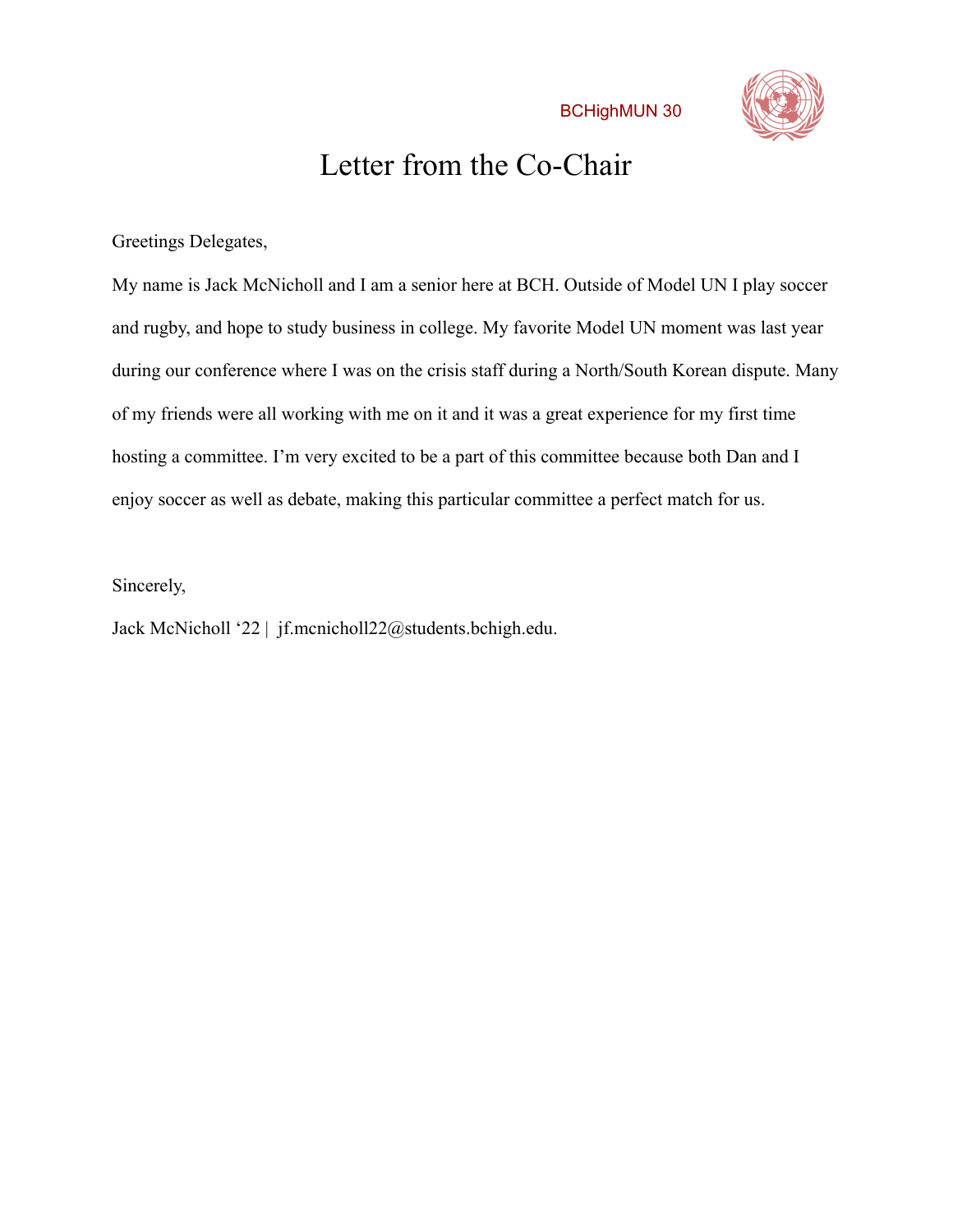# Letter from the Co-Chair

Greetings Delegates,

My name is Jack McNicholl and I am a senior here at BCH. Outside of Model UN I play soccer and rugby, and hope to study business in college. My favorite Model UN moment was last year during our conference where I was on the crisis staff during a North/South Korean dispute. Many of my friends were all working with me on it and it was a great experience for my first time hosting a committee. I'm very excited to be a part of this committee because both Dan and I enjoy soccer as well as debate, making this particular committee a perfect match for us.

Sincerely,

Jack McNicholl '22 | jf.mcnicholl22@students.bchigh.edu.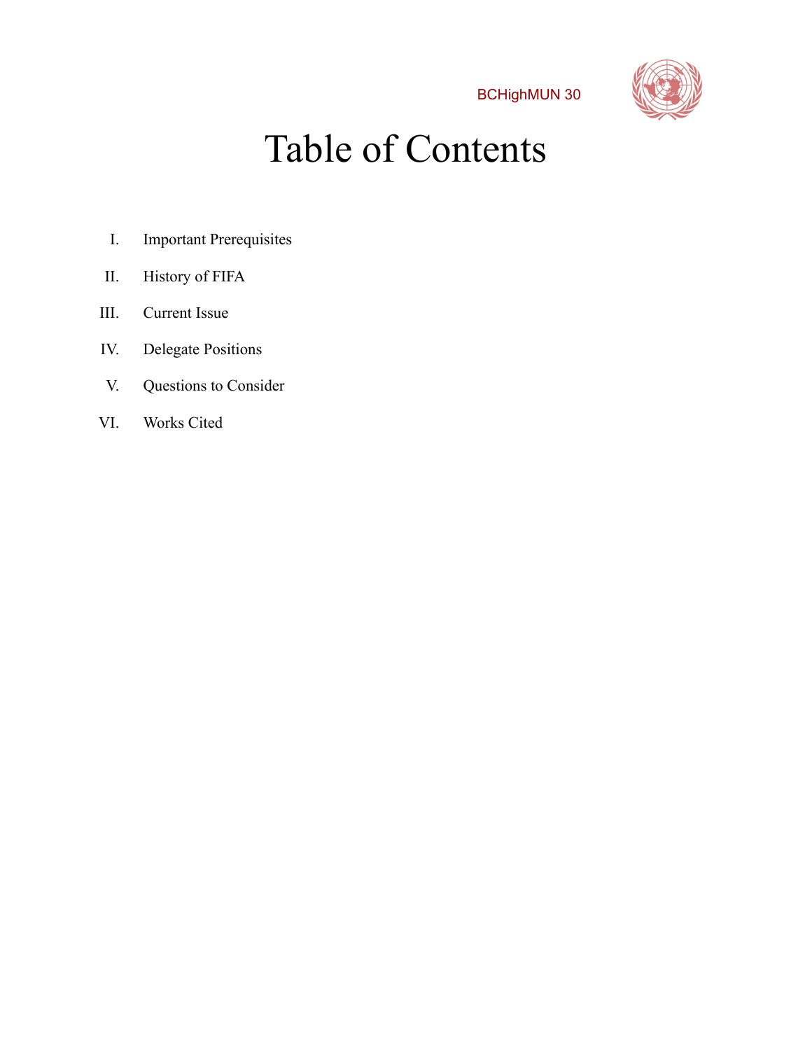# Table of Contents

I. Important Prerequisites

II. History of FIFA

III. Current Issue

IV. Delegate Positions

V. Questions to Consider

VI. Works Cited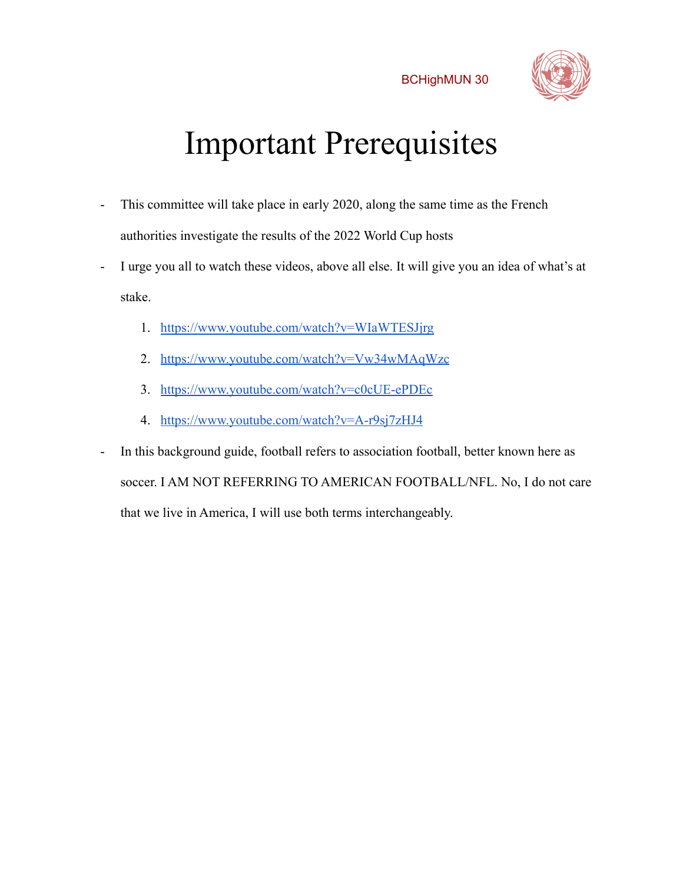# Important Prerequisites

- This committee will take place in early 2020, along the same time as the French authorities investigate the results of the 2022 World Cup hosts
- I urge you all to watch these videos, above all else. It will give you an idea of what's at stake.
  1. https://www.youtube.com/watch?v=WIaWTESJjrg
  2. https://www.youtube.com/watch?v=Vw34wMAqWzc
  3. https://www.youtube.com/watch?v=c0cUE-ePDEc
  4. https://www.youtube.com/watch?v=A-r9sj7zHJ4
- In this background guide, football refers to association football, better known here as soccer. I AM NOT REFERRING TO AMERICAN FOOTBALL/NFL. No, I do not care that we live in America, I will use both terms interchangeably.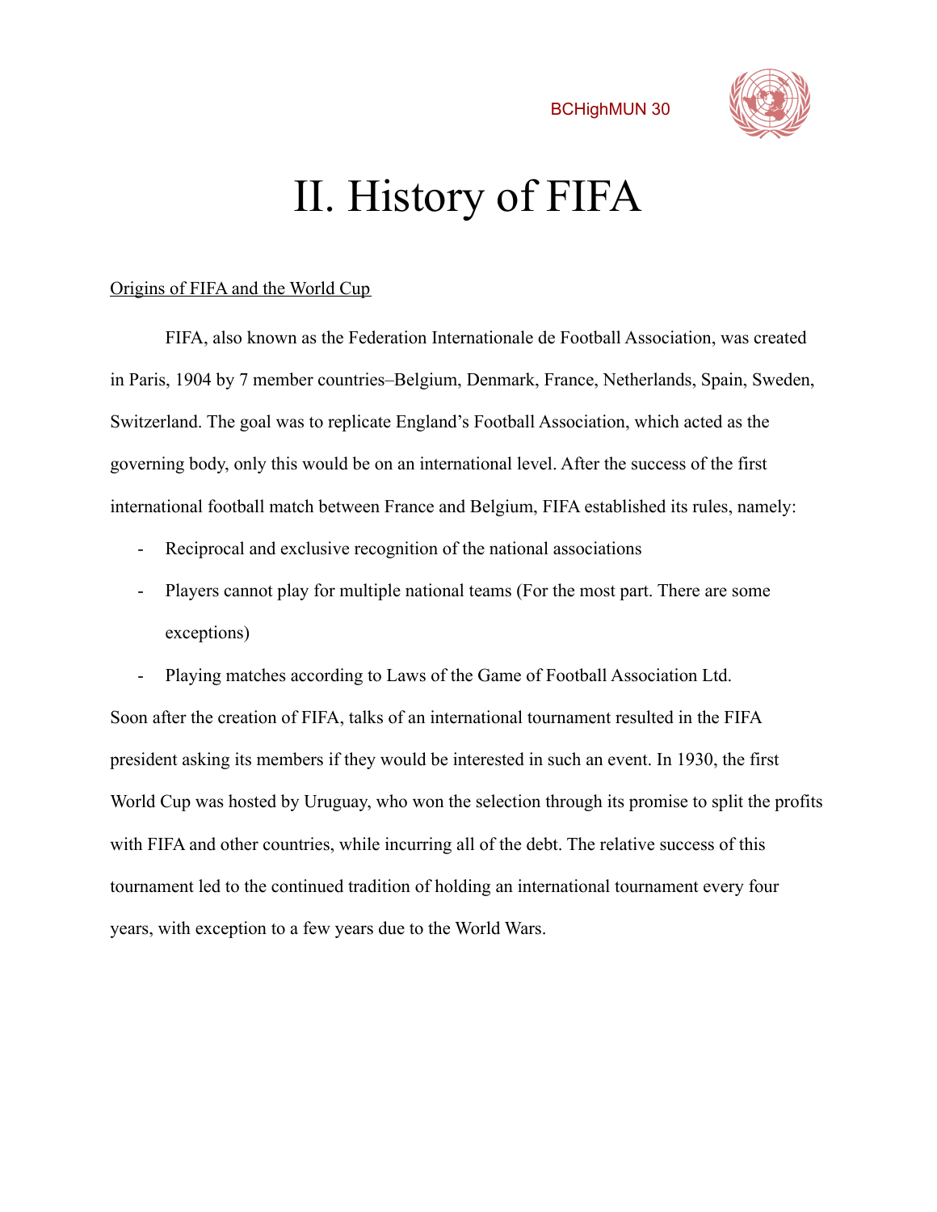# II. History of FIFA

Origins of FIFA and the World Cup

FIFA, also known as the Federation Internationale de Football Association, was created in Paris, 1904 by 7 member countries–Belgium, Denmark, France, Netherlands, Spain, Sweden, Switzerland. The goal was to replicate England's Football Association, which acted as the governing body, only this would be on an international level. After the success of the first international football match between France and Belgium, FIFA established its rules, namely:

- Reciprocal and exclusive recognition of the national associations
- Players cannot play for multiple national teams (For the most part. There are some exceptions)
- Playing matches according to Laws of the Game of Football Association Ltd.

Soon after the creation of FIFA, talks of an international tournament resulted in the FIFA president asking its members if they would be interested in such an event. In 1930, the first World Cup was hosted by Uruguay, who won the selection through its promise to split the profits with FIFA and other countries, while incurring all of the debt. The relative success of this tournament led to the continued tradition of holding an international tournament every four years, with exception to a few years due to the World Wars.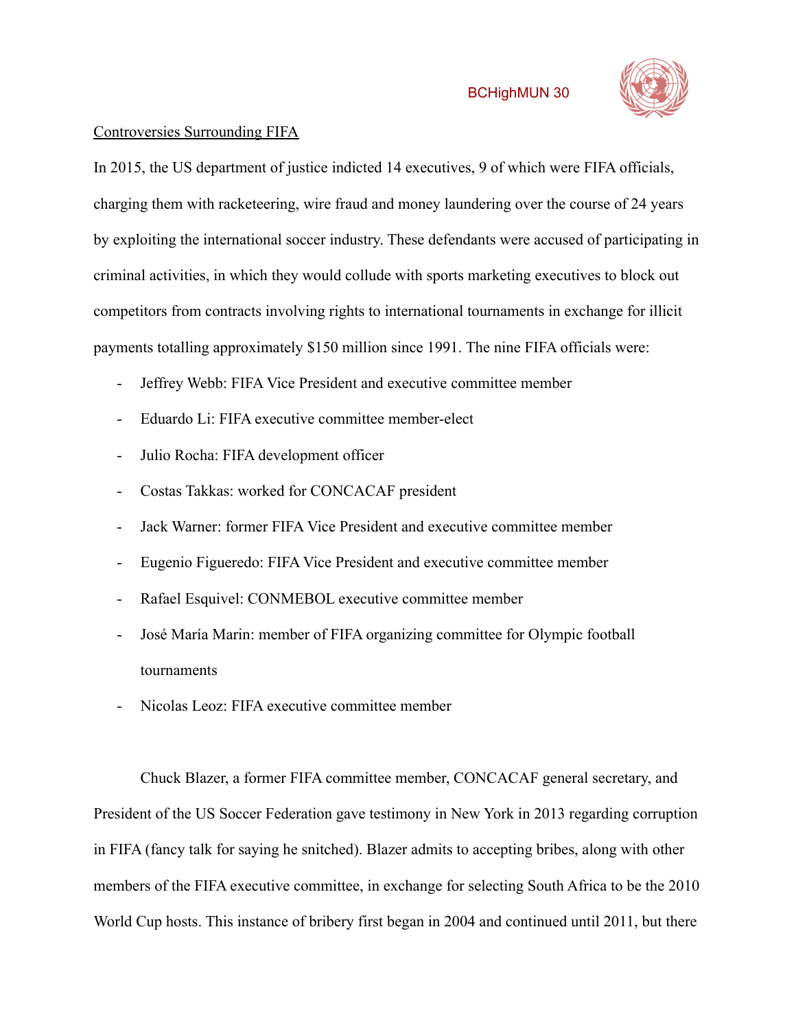Controversies Surrounding FIFA

In 2015, the US department of justice indicted 14 executives, 9 of which were FIFA officials, charging them with racketeering, wire fraud and money laundering over the course of 24 years by exploiting the international soccer industry. These defendants were accused of participating in criminal activities, in which they would collude with sports marketing executives to block out competitors from contracts involving rights to international tournaments in exchange for illicit payments totalling approximately $150 million since 1991. The nine FIFA officials were:

- Jeffrey Webb: FIFA Vice President and executive committee member
- Eduardo Li: FIFA executive committee member-elect
- Julio Rocha: FIFA development officer
- Costas Takkas: worked for CONCACAF president
- Jack Warner: former FIFA Vice President and executive committee member
- Eugenio Figueredo: FIFA Vice President and executive committee member
- Rafael Esquivel: CONMEBOL executive committee member
- José María Marin: member of FIFA organizing committee for Olympic football tournaments
- Nicolas Leoz: FIFA executive committee member

Chuck Blazer, a former FIFA committee member, CONCACAF general secretary, and President of the US Soccer Federation gave testimony in New York in 2013 regarding corruption in FIFA (fancy talk for saying he snitched). Blazer admits to accepting bribes, along with other members of the FIFA executive committee, in exchange for selecting South Africa to be the 2010 World Cup hosts. This instance of bribery first began in 2004 and continued until 2011, but there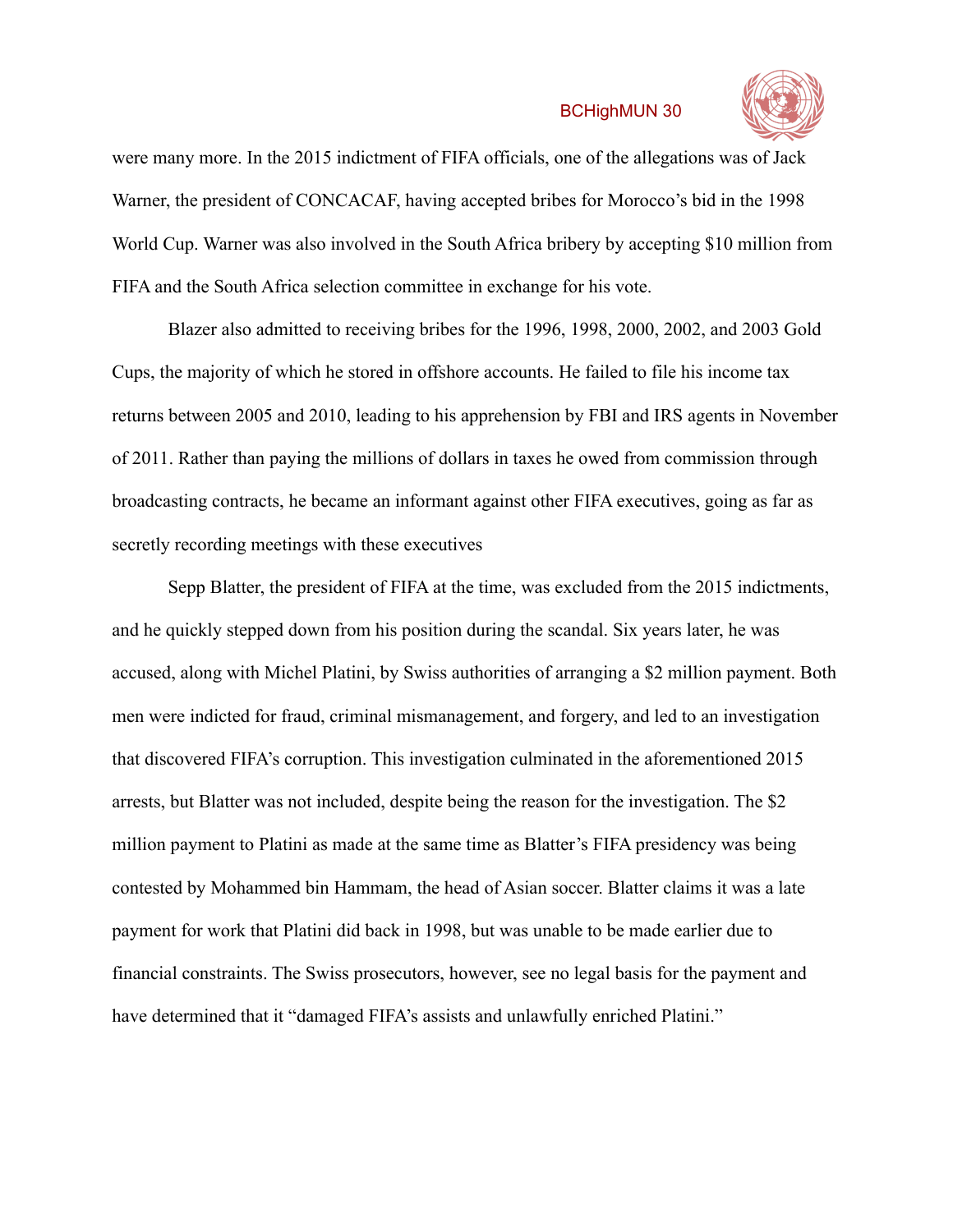were many more. In the 2015 indictment of FIFA officials, one of the allegations was of Jack Warner, the president of CONCACAF, having accepted bribes for Morocco's bid in the 1998 World Cup. Warner was also involved in the South Africa bribery by accepting $10 million from FIFA and the South Africa selection committee in exchange for his vote.

Blazer also admitted to receiving bribes for the 1996, 1998, 2000, 2002, and 2003 Gold Cups, the majority of which he stored in offshore accounts. He failed to file his income tax returns between 2005 and 2010, leading to his apprehension by FBI and IRS agents in November of 2011. Rather than paying the millions of dollars in taxes he owed from commission through broadcasting contracts, he became an informant against other FIFA executives, going as far as secretly recording meetings with these executives

Sepp Blatter, the president of FIFA at the time, was excluded from the 2015 indictments, and he quickly stepped down from his position during the scandal. Six years later, he was accused, along with Michel Platini, by Swiss authorities of arranging a $2 million payment. Both men were indicted for fraud, criminal mismanagement, and forgery, and led to an investigation that discovered FIFA's corruption. This investigation culminated in the aforementioned 2015 arrests, but Blatter was not included, despite being the reason for the investigation. The $2 million payment to Platini as made at the same time as Blatter's FIFA presidency was being contested by Mohammed bin Hammam, the head of Asian soccer. Blatter claims it was a late payment for work that Platini did back in 1998, but was unable to be made earlier due to financial constraints. The Swiss prosecutors, however, see no legal basis for the payment and have determined that it "damaged FIFA's assists and unlawfully enriched Platini."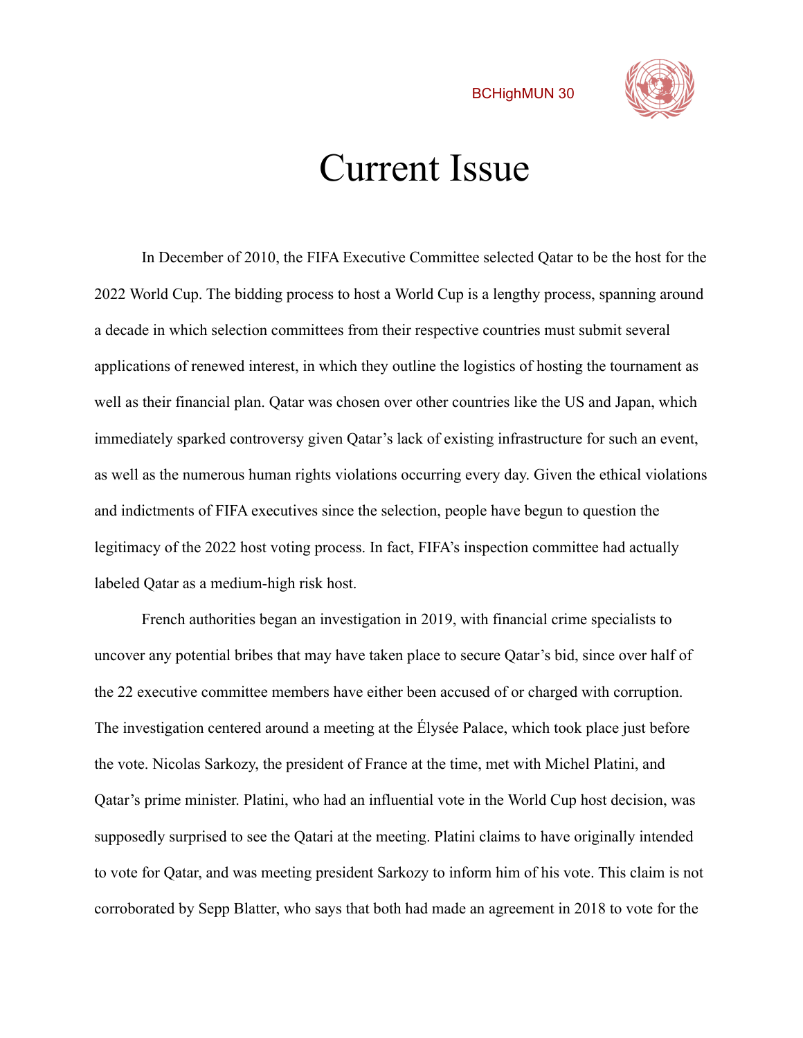# Current Issue

In December of 2010, the FIFA Executive Committee selected Qatar to be the host for the 2022 World Cup. The bidding process to host a World Cup is a lengthy process, spanning around a decade in which selection committees from their respective countries must submit several applications of renewed interest, in which they outline the logistics of hosting the tournament as well as their financial plan. Qatar was chosen over other countries like the US and Japan, which immediately sparked controversy given Qatar's lack of existing infrastructure for such an event, as well as the numerous human rights violations occurring every day. Given the ethical violations and indictments of FIFA executives since the selection, people have begun to question the legitimacy of the 2022 host voting process. In fact, FIFA's inspection committee had actually labeled Qatar as a medium-high risk host.

French authorities began an investigation in 2019, with financial crime specialists to uncover any potential bribes that may have taken place to secure Qatar's bid, since over half of the 22 executive committee members have either been accused of or charged with corruption. The investigation centered around a meeting at the Élysée Palace, which took place just before the vote. Nicolas Sarkozy, the president of France at the time, met with Michel Platini, and Qatar's prime minister. Platini, who had an influential vote in the World Cup host decision, was supposedly surprised to see the Qatari at the meeting. Platini claims to have originally intended to vote for Qatar, and was meeting president Sarkozy to inform him of his vote. This claim is not corroborated by Sepp Blatter, who says that both had made an agreement in 2018 to vote for the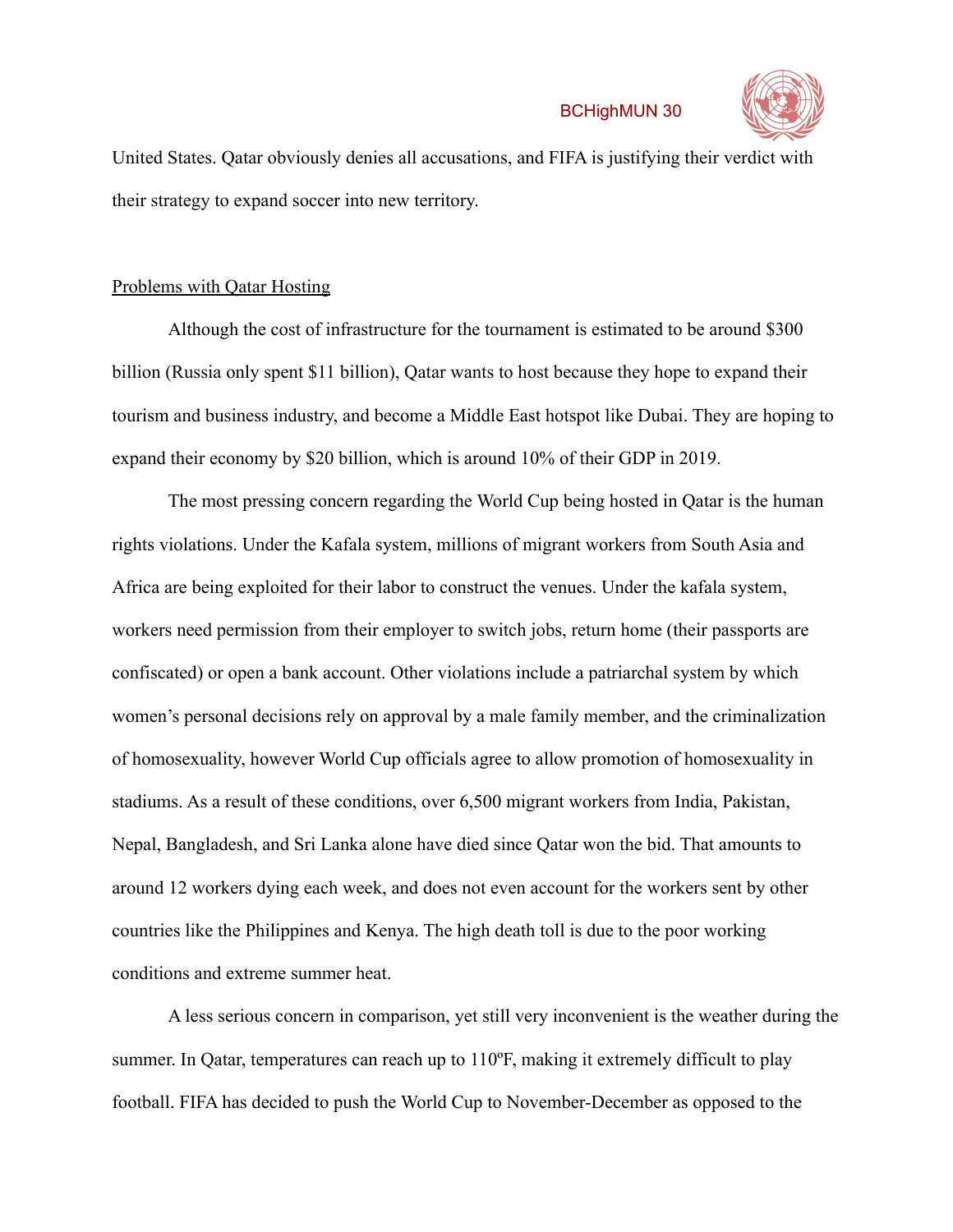United States. Qatar obviously denies all accusations, and FIFA is justifying their verdict with their strategy to expand soccer into new territory.

<u>Problems with Qatar Hosting</u>

Although the cost of infrastructure for the tournament is estimated to be around $300 billion (Russia only spent $11 billion), Qatar wants to host because they hope to expand their tourism and business industry, and become a Middle East hotspot like Dubai. They are hoping to expand their economy by $20 billion, which is around 10% of their GDP in 2019.

The most pressing concern regarding the World Cup being hosted in Qatar is the human rights violations. Under the Kafala system, millions of migrant workers from South Asia and Africa are being exploited for their labor to construct the venues. Under the kafala system, workers need permission from their employer to switch jobs, return home (their passports are confiscated) or open a bank account. Other violations include a patriarchal system by which women's personal decisions rely on approval by a male family member, and the criminalization of homosexuality, however World Cup officials agree to allow promotion of homosexuality in stadiums. As a result of these conditions, over 6,500 migrant workers from India, Pakistan, Nepal, Bangladesh, and Sri Lanka alone have died since Qatar won the bid. That amounts to around 12 workers dying each week, and does not even account for the workers sent by other countries like the Philippines and Kenya. The high death toll is due to the poor working conditions and extreme summer heat.

A less serious concern in comparison, yet still very inconvenient is the weather during the summer. In Qatar, temperatures can reach up to 110ºF, making it extremely difficult to play football. FIFA has decided to push the World Cup to November-December as opposed to the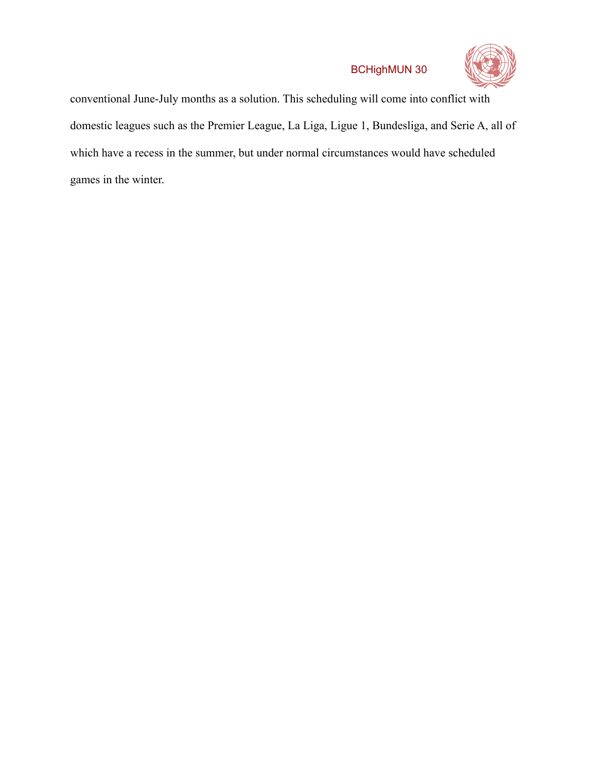conventional June-July months as a solution. This scheduling will come into conflict with domestic leagues such as the Premier League, La Liga, Ligue 1, Bundesliga, and Serie A, all of which have a recess in the summer, but under normal circumstances would have scheduled games in the winter.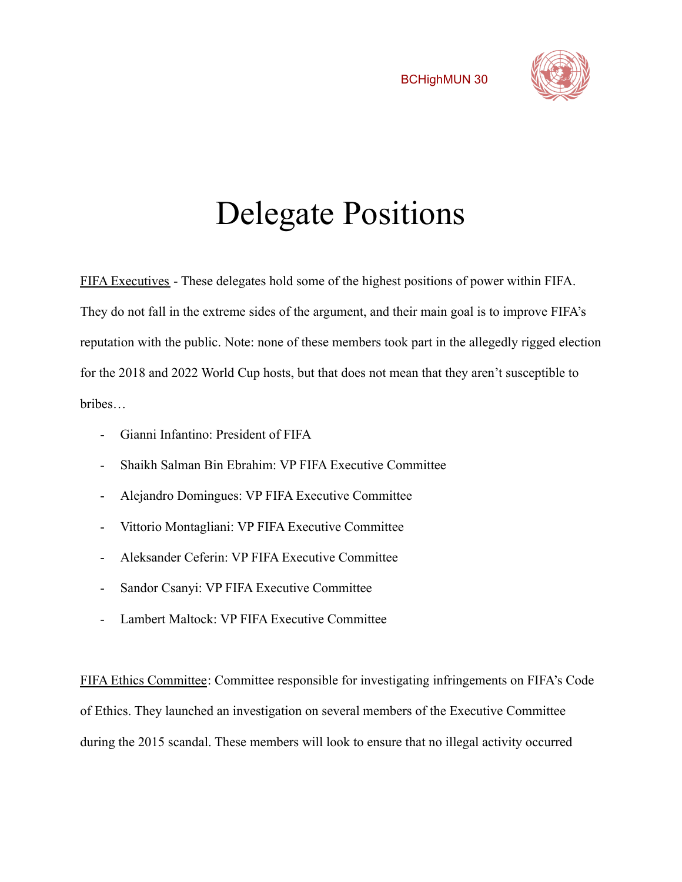# Delegate Positions

FIFA Executives - These delegates hold some of the highest positions of power within FIFA. They do not fall in the extreme sides of the argument, and their main goal is to improve FIFA's reputation with the public. Note: none of these members took part in the allegedly rigged election for the 2018 and 2022 World Cup hosts, but that does not mean that they aren't susceptible to bribes…

- Gianni Infantino: President of FIFA
- Shaikh Salman Bin Ebrahim: VP FIFA Executive Committee
- Alejandro Domingues: VP FIFA Executive Committee
- Vittorio Montagliani: VP FIFA Executive Committee
- Aleksander Ceferin: VP FIFA Executive Committee
- Sandor Csanyi: VP FIFA Executive Committee
- Lambert Maltock: VP FIFA Executive Committee

FIFA Ethics Committee: Committee responsible for investigating infringements on FIFA's Code of Ethics. They launched an investigation on several members of the Executive Committee during the 2015 scandal. These members will look to ensure that no illegal activity occurred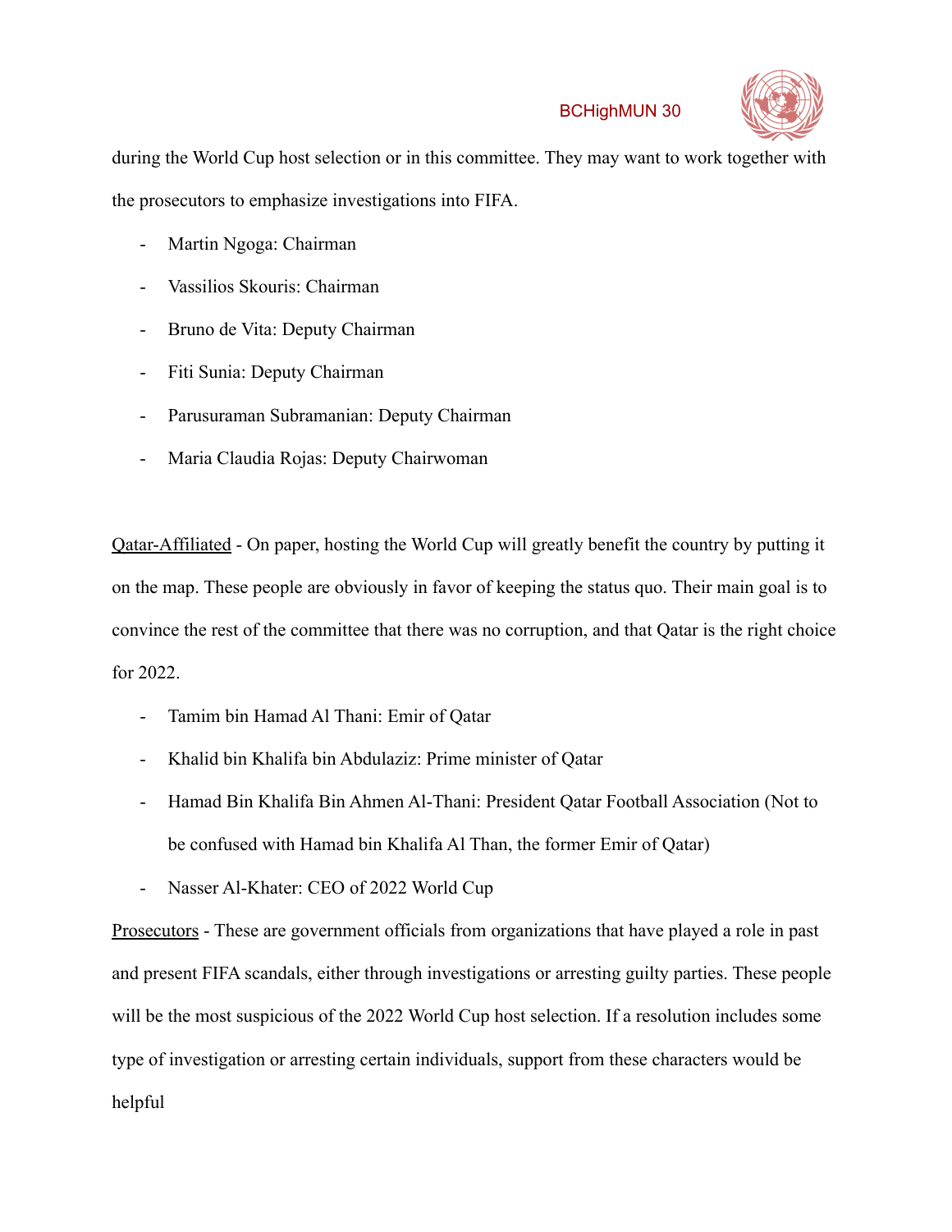during the World Cup host selection or in this committee. They may want to work together with the prosecutors to emphasize investigations into FIFA.

- Martin Ngoga: Chairman
- Vassilios Skouris: Chairman
- Bruno de Vita: Deputy Chairman
- Fiti Sunia: Deputy Chairman
- Parusuraman Subramanian: Deputy Chairman
- Maria Claudia Rojas: Deputy Chairwoman

<u>Qatar-Affiliated</u> - On paper, hosting the World Cup will greatly benefit the country by putting it on the map. These people are obviously in favor of keeping the status quo. Their main goal is to convince the rest of the committee that there was no corruption, and that Qatar is the right choice for 2022.

- Tamim bin Hamad Al Thani: Emir of Qatar
- Khalid bin Khalifa bin Abdulaziz: Prime minister of Qatar
- Hamad Bin Khalifa Bin Ahmen Al-Thani: President Qatar Football Association (Not to be confused with Hamad bin Khalifa Al Than, the former Emir of Qatar)
- Nasser Al-Khater: CEO of 2022 World Cup

<u>Prosecutors</u> - These are government officials from organizations that have played a role in past and present FIFA scandals, either through investigations or arresting guilty parties. These people will be the most suspicious of the 2022 World Cup host selection. If a resolution includes some type of investigation or arresting certain individuals, support from these characters would be helpful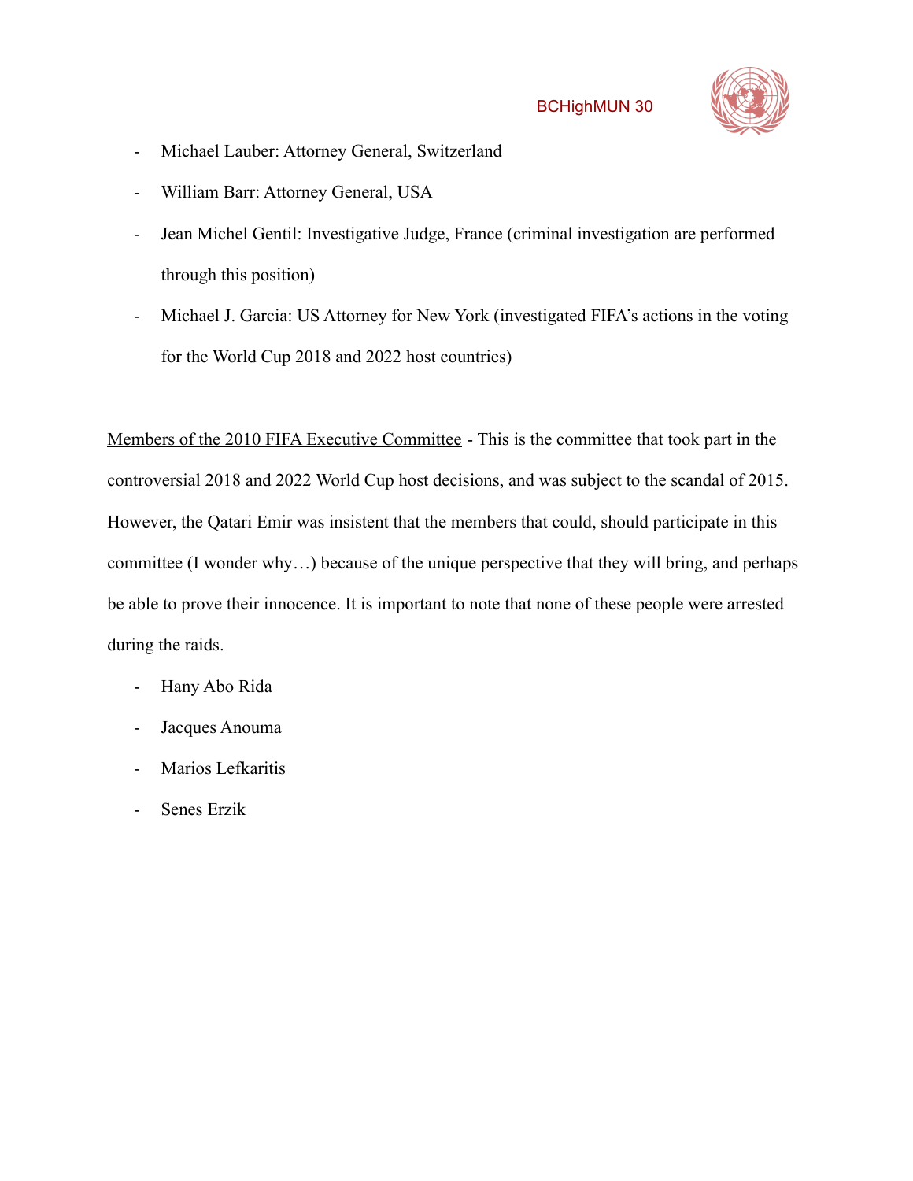- Michael Lauber: Attorney General, Switzerland
- William Barr: Attorney General, USA
- Jean Michel Gentil: Investigative Judge, France (criminal investigation are performed through this position)
- Michael J. Garcia: US Attorney for New York (investigated FIFA's actions in the voting for the World Cup 2018 and 2022 host countries)

<u>Members of the 2010 FIFA Executive Committee</u> - This is the committee that took part in the controversial 2018 and 2022 World Cup host decisions, and was subject to the scandal of 2015. However, the Qatari Emir was insistent that the members that could, should participate in this committee (I wonder why…) because of the unique perspective that they will bring, and perhaps be able to prove their innocence. It is important to note that none of these people were arrested during the raids.

- Hany Abo Rida
- Jacques Anouma
- Marios Lefkaritis
- Senes Erzik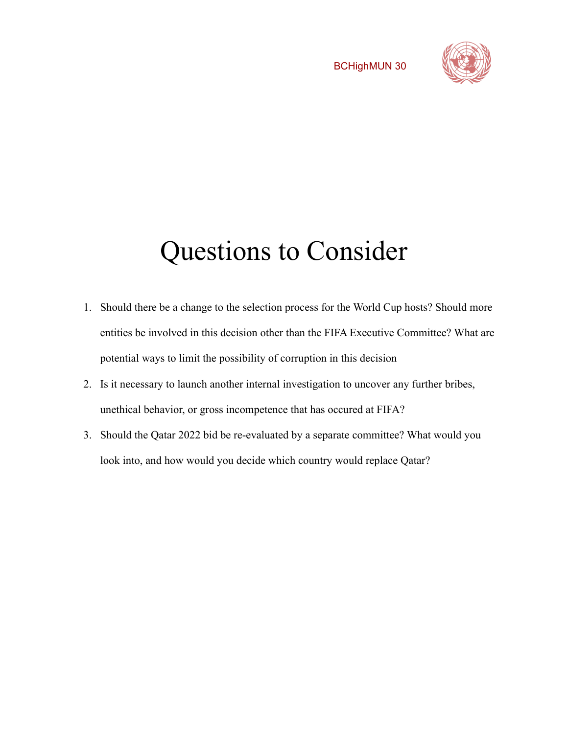# Questions to Consider

1. Should there be a change to the selection process for the World Cup hosts? Should more entities be involved in this decision other than the FIFA Executive Committee? What are potential ways to limit the possibility of corruption in this decision
2. Is it necessary to launch another internal investigation to uncover any further bribes, unethical behavior, or gross incompetence that has occured at FIFA?
3. Should the Qatar 2022 bid be re-evaluated by a separate committee? What would you look into, and how would you decide which country would replace Qatar?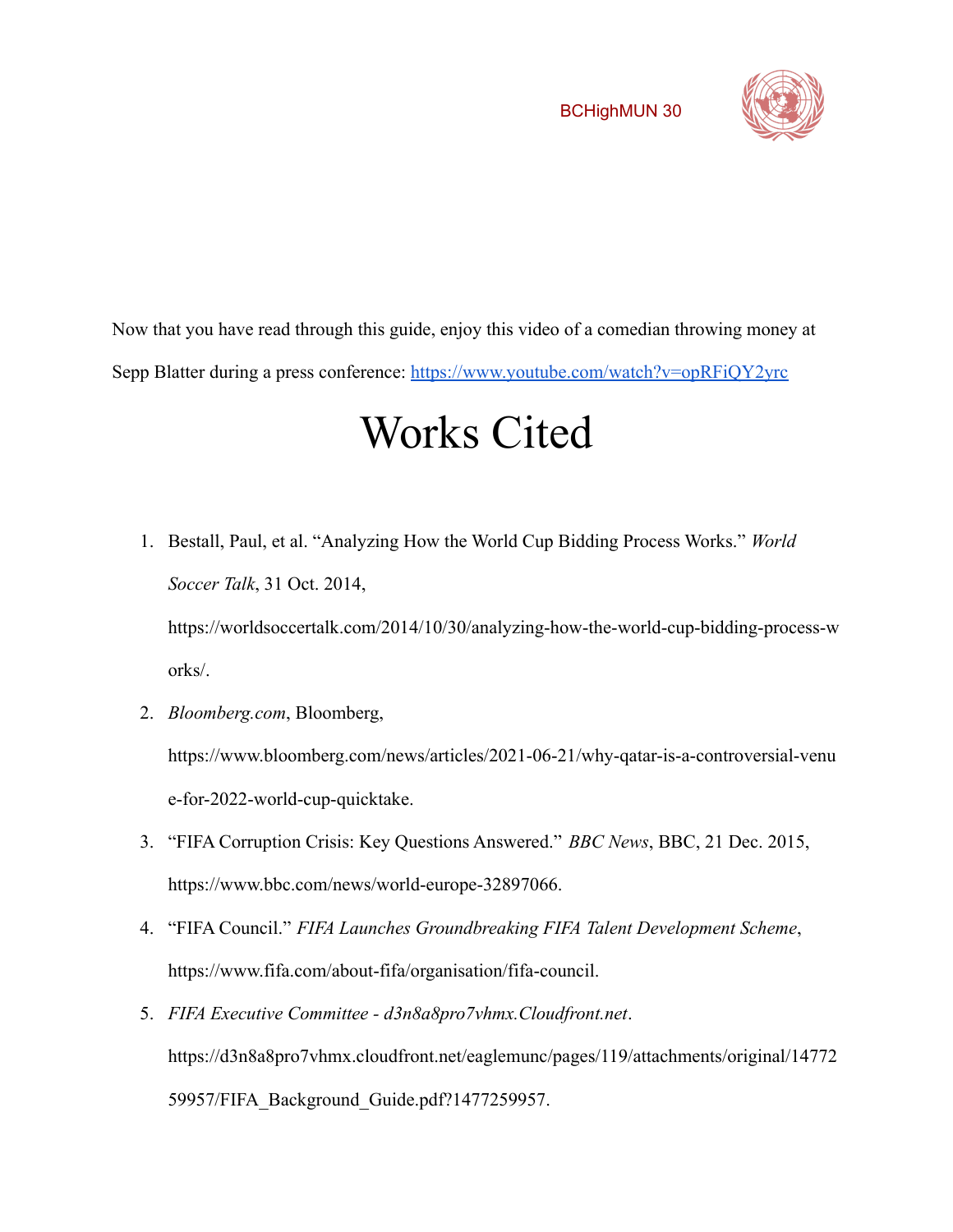Now that you have read through this guide, enjoy this video of a comedian throwing money at Sepp Blatter during a press conference: https://www.youtube.com/watch?v=opRFiQY2yrc

# Works Cited

1. Bestall, Paul, et al. "Analyzing How the World Cup Bidding Process Works." *World Soccer Talk*, 31 Oct. 2014, https://worldsoccertalk.com/2014/10/30/analyzing-how-the-world-cup-bidding-process-works/.
2. *Bloomberg.com*, Bloomberg, https://www.bloomberg.com/news/articles/2021-06-21/why-qatar-is-a-controversial-venue-for-2022-world-cup-quicktake.
3. "FIFA Corruption Crisis: Key Questions Answered." *BBC News*, BBC, 21 Dec. 2015, https://www.bbc.com/news/world-europe-32897066.
4. "FIFA Council." *FIFA Launches Groundbreaking FIFA Talent Development Scheme*, https://www.fifa.com/about-fifa/organisation/fifa-council.
5. *FIFA Executive Committee - d3n8a8pro7vhmx.Cloudfront.net*. https://d3n8a8pro7vhmx.cloudfront.net/eaglemunc/pages/119/attachments/original/1477259957/FIFA_Background_Guide.pdf?1477259957.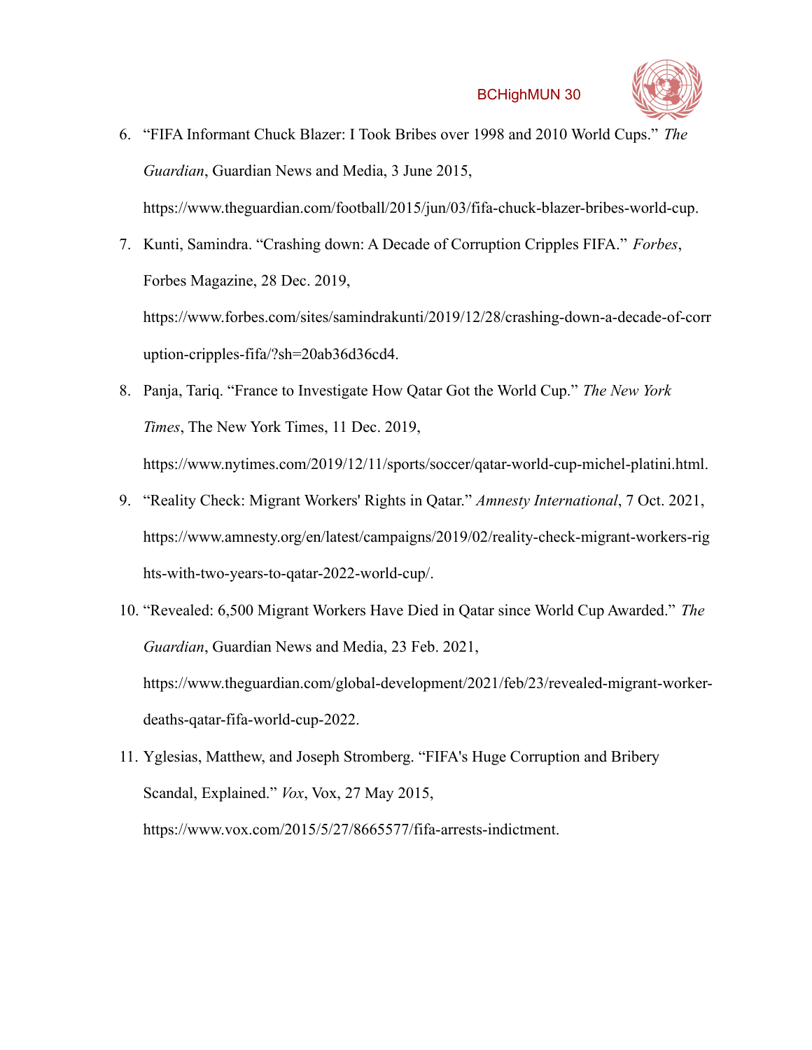6. "FIFA Informant Chuck Blazer: I Took Bribes over 1998 and 2010 World Cups." *The Guardian*, Guardian News and Media, 3 June 2015, https://www.theguardian.com/football/2015/jun/03/fifa-chuck-blazer-bribes-world-cup.
7. Kunti, Samindra. "Crashing down: A Decade of Corruption Cripples FIFA." *Forbes*, Forbes Magazine, 28 Dec. 2019, https://www.forbes.com/sites/samindrakunti/2019/12/28/crashing-down-a-decade-of-corruption-cripples-fifa/?sh=20ab36d36cd4.
8. Panja, Tariq. "France to Investigate How Qatar Got the World Cup." *The New York Times*, The New York Times, 11 Dec. 2019, https://www.nytimes.com/2019/12/11/sports/soccer/qatar-world-cup-michel-platini.html.
9. "Reality Check: Migrant Workers' Rights in Qatar." *Amnesty International*, 7 Oct. 2021, https://www.amnesty.org/en/latest/campaigns/2019/02/reality-check-migrant-workers-rights-with-two-years-to-qatar-2022-world-cup/.
10. "Revealed: 6,500 Migrant Workers Have Died in Qatar since World Cup Awarded." *The Guardian*, Guardian News and Media, 23 Feb. 2021, https://www.theguardian.com/global-development/2021/feb/23/revealed-migrant-worker-deaths-qatar-fifa-world-cup-2022.
11. Yglesias, Matthew, and Joseph Stromberg. "FIFA's Huge Corruption and Bribery Scandal, Explained." *Vox*, Vox, 27 May 2015, https://www.vox.com/2015/5/27/8665577/fifa-arrests-indictment.